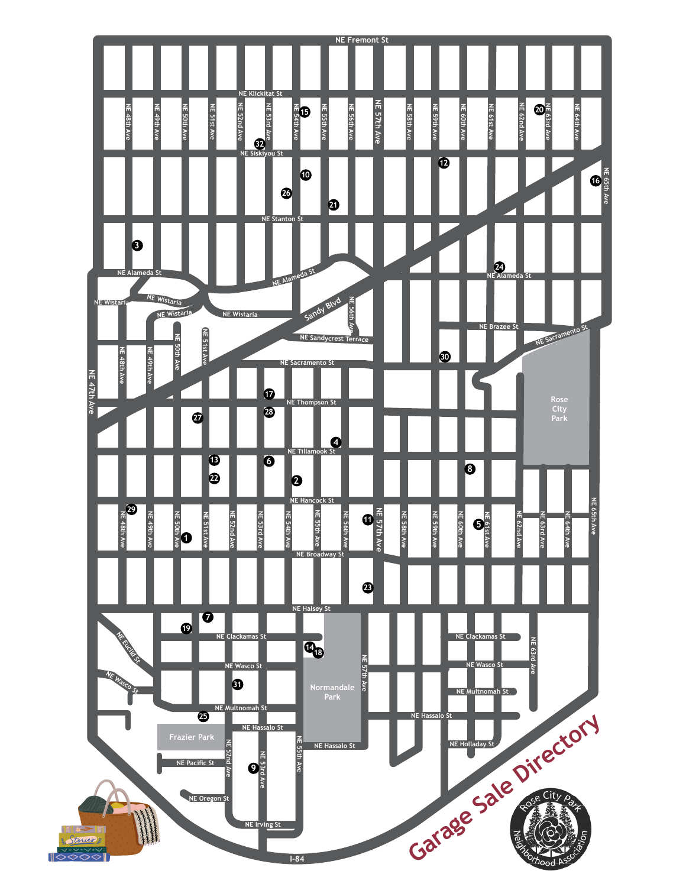# Garage Sale Directory

Rose City Park Neighborhood Association

NE Fremont St

NE Klickitat St

NE Siskiyou St

NE Stanton St

NE Alameda St

NE Wistaria

Sandy Blvd

NE Sandycrest Terrace

NE Brazee St

NE Sacramento St

NE Thompson St

NE Tillamook St

NE Hancock St

NE Broadway St

NE Halsey St

NE Clackamas St

NE Wasco St

NE Multnomah St

NE Hassalo St

NE Holladay St

NE Pacific St

NE Oregon St

NE Irving St

NE Euclid St

I-84

NE 47th Ave

NE 48th Ave

NE 49th Ave

NE 50th Ave

NE 51st Ave

NE 52nd Ave

NE 53rd Ave

NE 54th Ave

NE 55th Ave

NE 56th Ave

NE 57th Ave

NE 58th Ave

NE 59th Ave

NE 60th Ave

NE 61st Ave

NE 62nd Ave

NE 63rd Ave

NE 64th Ave

NE 65th Ave

Rose City Park

Normandale Park

Frazier Park

1 2 3 4 5 6 7 8 9 10 11 12 13 14 15 16 17 18 19 20 21 22 23 24 25 26 27 28 29 30 31 32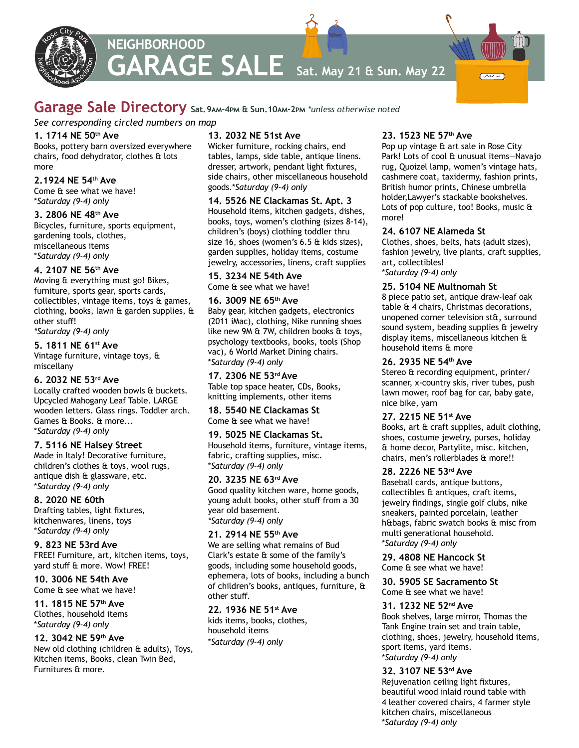# NEIGHBORHOOD GARAGE SALE

Sat. May 21 & Sun. May 22

## Garage Sale Directory

**Sat. 9AM-4PM & Sun. 10AM-2PM** *\*unless otherwise noted*

*See corresponding circled numbers on map*

### 1. 1714 NE 50th Ave
Books, pottery barn oversized everywhere chairs, food dehydrator, clothes & lots more

### 2.1924 NE 54th Ave
Come & see what we have!
*\*Saturday (9-4) only*

### 3. 2806 NE 48th Ave
Bicycles, furniture, sports equipment, gardening tools, clothes, miscellaneous items
*\*Saturday (9-4) only*

### 4. 2107 NE 56th Ave
Moving & everything must go! Bikes, furniture, sports gear, sports cards, collectibles, vintage items, toys & games, clothing, books, lawn & garden supplies, & other stuff!
*\*Saturday (9-4) only*

### 5. 1811 NE 61st Ave
Vintage furniture, vintage toys, & miscellany

### 6. 2032 NE 53rd Ave
Locally crafted wooden bowls & buckets. Upcycled Mahogany Leaf Table. LARGE wooden letters. Glass rings. Toddler arch. Games & Books. & more...
*\*Saturday (9-4) only*

### 7. 5116 NE Halsey Street
Made in Italy! Decorative furniture, children's clothes & toys, wool rugs, antique dish & glassware, etc.
*\*Saturday (9-4) only*

### 8. 2020 NE 60th
Drafting tables, light fixtures, kitchenwares, linens, toys
*\*Saturday (9-4) only*

### 9. 823 NE 53rd Ave
FREE! Furniture, art, kitchen items, toys, yard stuff & more. Wow! FREE!

### 10. 3006 NE 54th Ave
Come & see what we have!

### 11. 1815 NE 57th Ave
Clothes, household items
*\*Saturday (9-4) only*

### 12. 3042 NE 59th Ave
New old clothing (children & adults), Toys, Kitchen items, Books, clean Twin Bed, Furnitures & more.

### 13. 2032 NE 51st Ave
Wicker furniture, rocking chairs, end tables, lamps, side table, antique linens. dresser, artwork, pendant light fixtures, side chairs, other miscellaneous household goods.*\*Saturday (9-4) only*

### 14. 5526 NE Clackamas St. Apt. 3
Household items, kitchen gadgets, dishes, books, toys, women's clothing (sizes 8-14), children's (boys) clothing toddler thru size 16, shoes (women's 6.5 & kids sizes), garden supplies, holiday items, costume jewelry, accessories, linens, craft supplies

### 15. 3234 NE 54th Ave
Come & see what we have!

### 16. 3009 NE 65th Ave
Baby gear, kitchen gadgets, electronics (2011 iMac), clothing, Nike running shoes like new 9M & 7W, children books & toys, psychology textbooks, books, tools (Shop vac), 6 World Market Dining chairs.
*\*Saturday (9-4) only*

### 17. 2306 NE 53rd Ave
Table top space heater, CDs, Books, knitting implements, other items

### 18. 5540 NE Clackamas St
Come & see what we have!

### 19. 5025 NE Clackamas St.
Household items, furniture, vintage items, fabric, crafting supplies, misc.
*\*Saturday (9-4) only*

### 20. 3235 NE 63rd Ave
Good quality kitchen ware, home goods, young adult books, other stuff from a 30 year old basement.
*\*Saturday (9-4) only*

### 21. 2914 NE 55th Ave
We are selling what remains of Bud Clark's estate & some of the family's goods, including some household goods, ephemera, lots of books, including a bunch of children's books, antiques, furniture, & other stuff.

### 22. 1936 NE 51st Ave
kids items, books, clothes, household items
*\*Saturday (9-4) only*

### 23. 1523 NE 57th Ave
Pop up vintage & art sale in Rose City Park! Lots of cool & unusual items—Navajo rug, Quoizel lamp, women's vintage hats, cashmere coat, taxidermy, fashion prints, British humor prints, Chinese umbrella holder,Lawyer's stackable bookshelves. Lots of pop culture, too! Books, music & more!

### 24. 6107 NE Alameda St
Clothes, shoes, belts, hats (adult sizes), fashion jewelry, live plants, craft supplies, art, collectibles!
*\*Saturday (9-4) only*

### 25. 5104 NE Multnomah St
8 piece patio set, antique draw-leaf oak table & 4 chairs, Christmas decorations, unopened corner television st&, surround sound system, beading supplies & jewelry display items, miscellaneous kitchen & household items & more

### 26. 2935 NE 54th Ave
Stereo & recording equipment, printer/scanner, x-country skis, river tubes, push lawn mower, roof bag for car, baby gate, nice bike, yarn

### 27. 2215 NE 51st Ave
Books, art & craft supplies, adult clothing, shoes, costume jewelry, purses, holiday & home decor, Partylite, misc. kitchen, chairs, men's rollerblades & more!!

### 28. 2226 NE 53rd Ave
Baseball cards, antique buttons, collectibles & antiques, craft items, jewelry findings, single golf clubs, nike sneakers, painted porcelain, leather h&bags, fabric swatch books & misc from multi generational household.
*\*Saturday (9-4) only*

### 29. 4808 NE Hancock St
Come & see what we have!

### 30. 5905 SE Sacramento St
Come & see what we have!

### 31. 1232 NE 52nd Ave
Book shelves, large mirror, Thomas the Tank Engine train set and train table, clothing, shoes, jewelry, household items, sport items, yard items.
*\*Saturday (9-4) only*

### 32. 3107 NE 53rd Ave
Rejuvenation ceiling light fixtures, beautiful wood inlaid round table with 4 leather covered chairs, 4 farmer style kitchen chairs, miscellaneous
*\*Saturday (9-4) only*